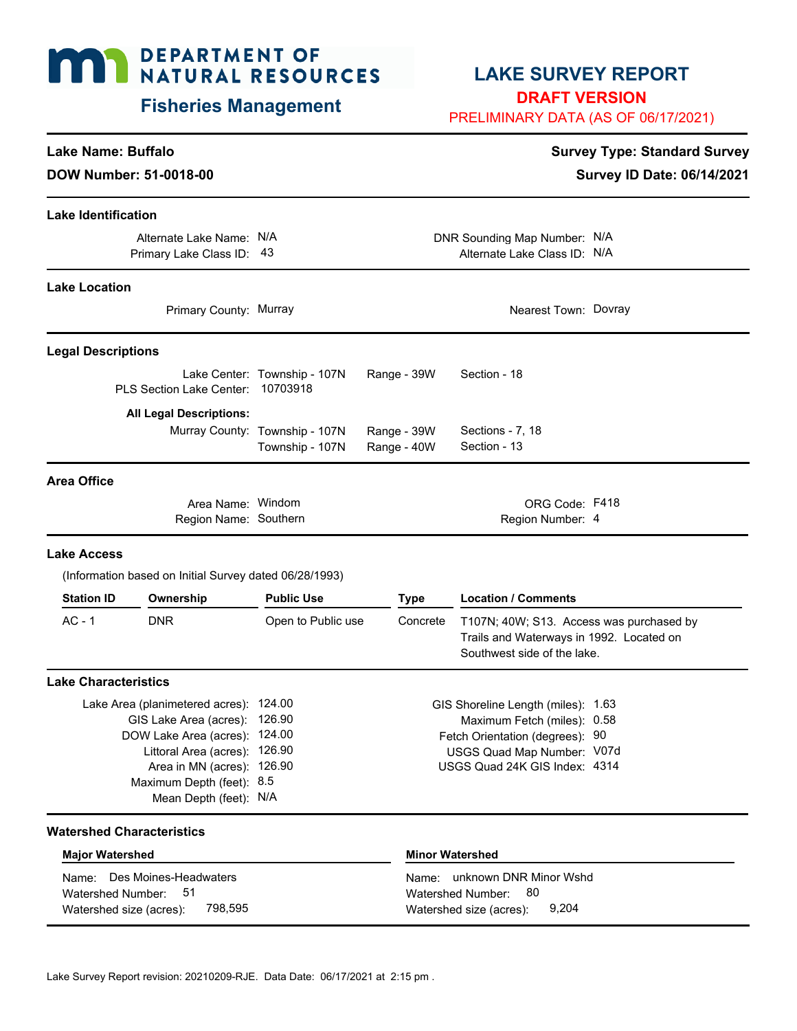# DEPARTMENT OF NATURAL RESOURCES

## Fisheries Management

# LAKE SURVEY REPORT

**DRAFT VERSION**

PRELIMINARY DATA (AS OF 06/17/2021)

**Lake Name: Buffalo**

**DOW Number: 51-0018-00**

**Survey Type: Standard Survey**

**Survey ID Date: 06/14/2021**

### Lake Identification

Alternate Lake Name: N/A

Primary Lake Class ID: 43

DNR Sounding Map Number: N/A

Alternate Lake Class ID: N/A

### Lake Location

Primary County: Murray

Nearest Town: Dovray

### Legal Descriptions

Lake Center: Township - 107N Range - 39W Section - 18

PLS Section Lake Center: 10703918

**All Legal Descriptions:**

Murray County: Township - 107N Range - 39W Sections - 7, 18

Township - 107N Range - 40W Section - 13

### Area Office

Area Name: Windom

Region Name: Southern

ORG Code: F418

Region Number: 4

### Lake Access

(Information based on Initial Survey dated 06/28/1993)

| Station ID | Ownership | Public Use | Type | Location / Comments |
|---|---|---|---|---|
| AC - 1 | DNR | Open to Public use | Concrete | T107N; 40W; S13. Access was purchased by Trails and Waterways in 1992. Located on Southwest side of the lake. |

### Lake Characteristics

Lake Area (planimetered acres): 124.00

GIS Lake Area (acres): 126.90

DOW Lake Area (acres): 124.00

Littoral Area (acres): 126.90

Area in MN (acres): 126.90

Maximum Depth (feet): 8.5

Mean Depth (feet): N/A

GIS Shoreline Length (miles): 1.63

Maximum Fetch (miles): 0.58

Fetch Orientation (degrees): 90

USGS Quad Map Number: V07d

USGS Quad 24K GIS Index: 4314

### Watershed Characteristics

**Major Watershed**

Name: Des Moines-Headwaters

Watershed Number: 51

Watershed size (acres): 798,595

**Minor Watershed**

Name: unknown DNR Minor Wshd

Watershed Number: 80

Watershed size (acres): 9,204

Lake Survey Report revision: 20210209-RJE. Data Date: 06/17/2021 at 2:15 pm .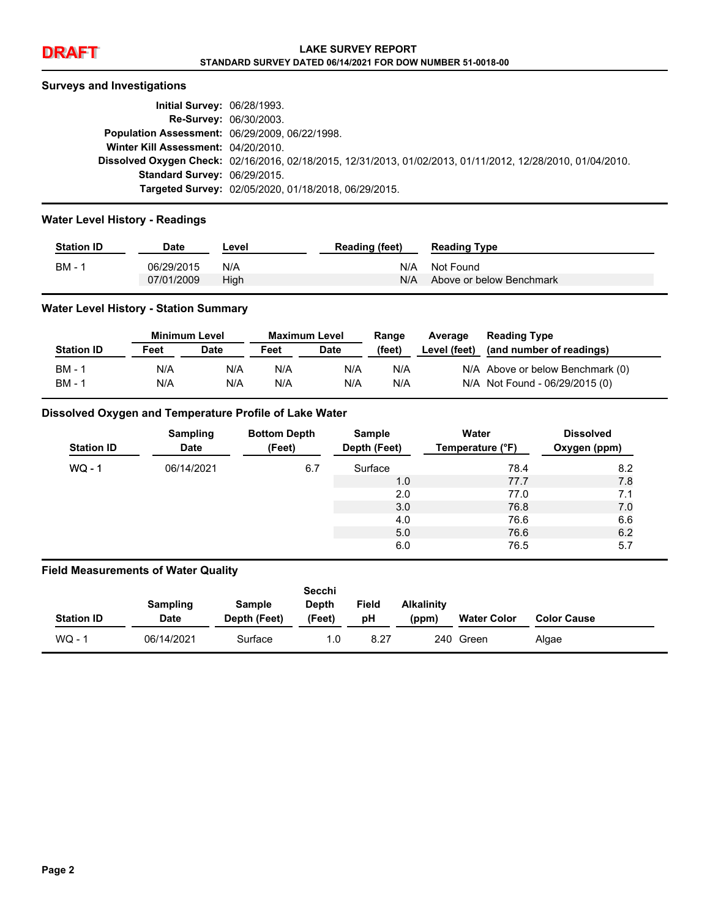**DRAFT**

# LAKE SURVEY REPORT

**STANDARD SURVEY DATED 06/14/2021 FOR DOW NUMBER 51-0018-00**

## Surveys and Investigations

**Initial Survey:** 06/28/1993.

**Re-Survey:** 06/30/2003.

**Population Assessment:** 06/29/2009, 06/22/1998.

**Winter Kill Assessment:** 04/20/2010.

**Dissolved Oxygen Check:** 02/16/2016, 02/18/2015, 12/31/2013, 01/02/2013, 01/11/2012, 12/28/2010, 01/04/2010.

**Standard Survey:** 06/29/2015.

**Targeted Survey:** 02/05/2020, 01/18/2018, 06/29/2015.

## Water Level History - Readings

| Station ID | Date | Level | Reading (feet) | Reading Type |
|---|---|---|---|---|
| BM - 1 | 06/29/2015 | N/A | N/A | Not Found |
| | 07/01/2009 | High | N/A | Above or below Benchmark |

## Water Level History - Station Summary

| Station ID | Minimum Level | | Maximum Level | | Range (feet) | Average Level (feet) | Reading Type (and number of readings) |
|---|---|---|---|---|---|---|---|
| | Feet | Date | Feet | Date | | | |
| BM - 1 | N/A | N/A | N/A | N/A | N/A | N/A | Above or below Benchmark (0) |
| BM - 1 | N/A | N/A | N/A | N/A | N/A | N/A | Not Found - 06/29/2015 (0) |

## Dissolved Oxygen and Temperature Profile of Lake Water

| Station ID | Sampling Date | Bottom Depth (Feet) | Sample Depth (Feet) | Water Temperature (°F) | Dissolved Oxygen (ppm) |
|---|---|---|---|---|---|
| WQ - 1 | 06/14/2021 | 6.7 | Surface | 78.4 | 8.2 |
| | | | 1.0 | 77.7 | 7.8 |
| | | | 2.0 | 77.0 | 7.1 |
| | | | 3.0 | 76.8 | 7.0 |
| | | | 4.0 | 76.6 | 6.6 |
| | | | 5.0 | 76.6 | 6.2 |
| | | | 6.0 | 76.5 | 5.7 |

## Field Measurements of Water Quality

| Station ID | Sampling Date | Sample Depth (Feet) | Secchi Depth (Feet) | Field pH | Alkalinity (ppm) | Water Color | Color Cause |
|---|---|---|---|---|---|---|---|
| WQ - 1 | 06/14/2021 | Surface | 1.0 | 8.27 | 240 | Green | Algae |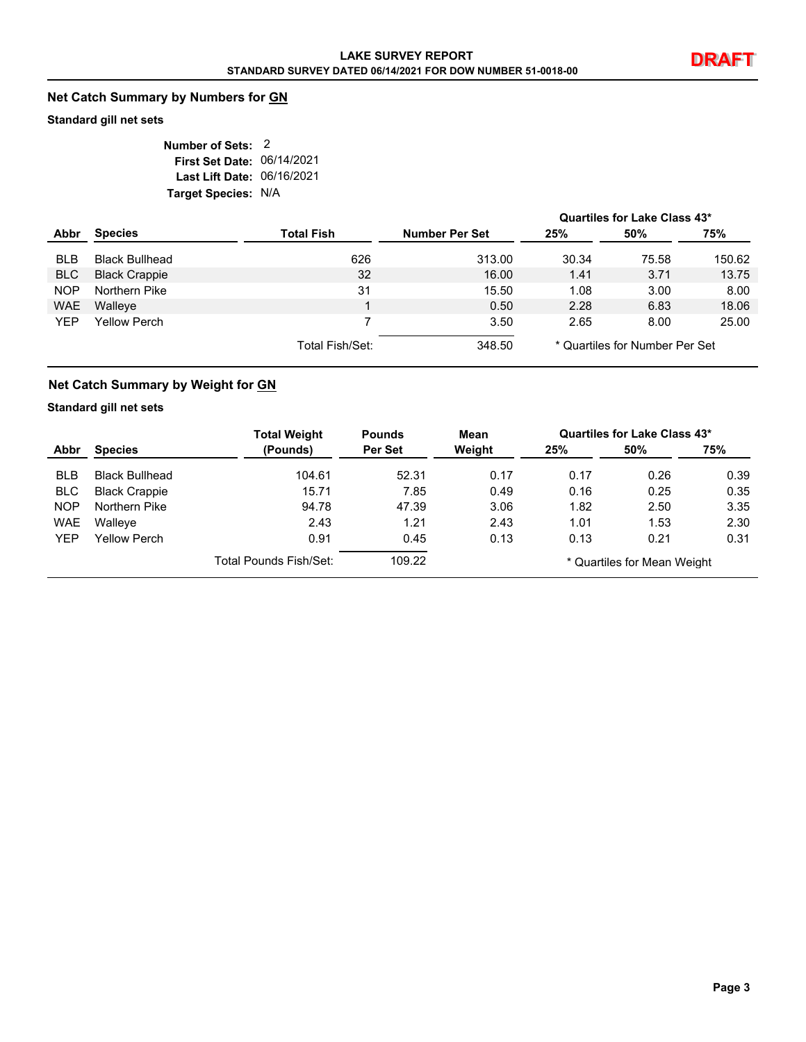**LAKE SURVEY REPORT**
**STANDARD SURVEY DATED 06/14/2021 FOR DOW NUMBER 51-0018-00**

**DRAFT**

## Net Catch Summary by Numbers for GN

**Standard gill net sets**

**Number of Sets:** 2
**First Set Date:** 06/14/2021
**Last Lift Date:** 06/16/2021
**Target Species:** N/A

| Abbr | Species | Total Fish | Number Per Set | Quartiles for Lake Class 43* 25% | 50% | 75% |
|---|---|---|---|---|---|---|
| BLB | Black Bullhead | 626 | 313.00 | 30.34 | 75.58 | 150.62 |
| BLC | Black Crappie | 32 | 16.00 | 1.41 | 3.71 | 13.75 |
| NOP | Northern Pike | 31 | 15.50 | 1.08 | 3.00 | 8.00 |
| WAE | Walleye | 1 | 0.50 | 2.28 | 6.83 | 18.06 |
| YEP | Yellow Perch | 7 | 3.50 | 2.65 | 8.00 | 25.00 |
| | | Total Fish/Set: | 348.50 | | | |

\* Quartiles for Number Per Set

## Net Catch Summary by Weight for GN

**Standard gill net sets**

| Abbr | Species | Total Weight (Pounds) | Pounds Per Set | Mean Weight | Quartiles for Lake Class 43* 25% | 50% | 75% |
|---|---|---|---|---|---|---|---|
| BLB | Black Bullhead | 104.61 | 52.31 | 0.17 | 0.17 | 0.26 | 0.39 |
| BLC | Black Crappie | 15.71 | 7.85 | 0.49 | 0.16 | 0.25 | 0.35 |
| NOP | Northern Pike | 94.78 | 47.39 | 3.06 | 1.82 | 2.50 | 3.35 |
| WAE | Walleye | 2.43 | 1.21 | 2.43 | 1.01 | 1.53 | 2.30 |
| YEP | Yellow Perch | 0.91 | 0.45 | 0.13 | 0.13 | 0.21 | 0.31 |
| | | Total Pounds Fish/Set: | 109.22 | | | | |

\* Quartiles for Mean Weight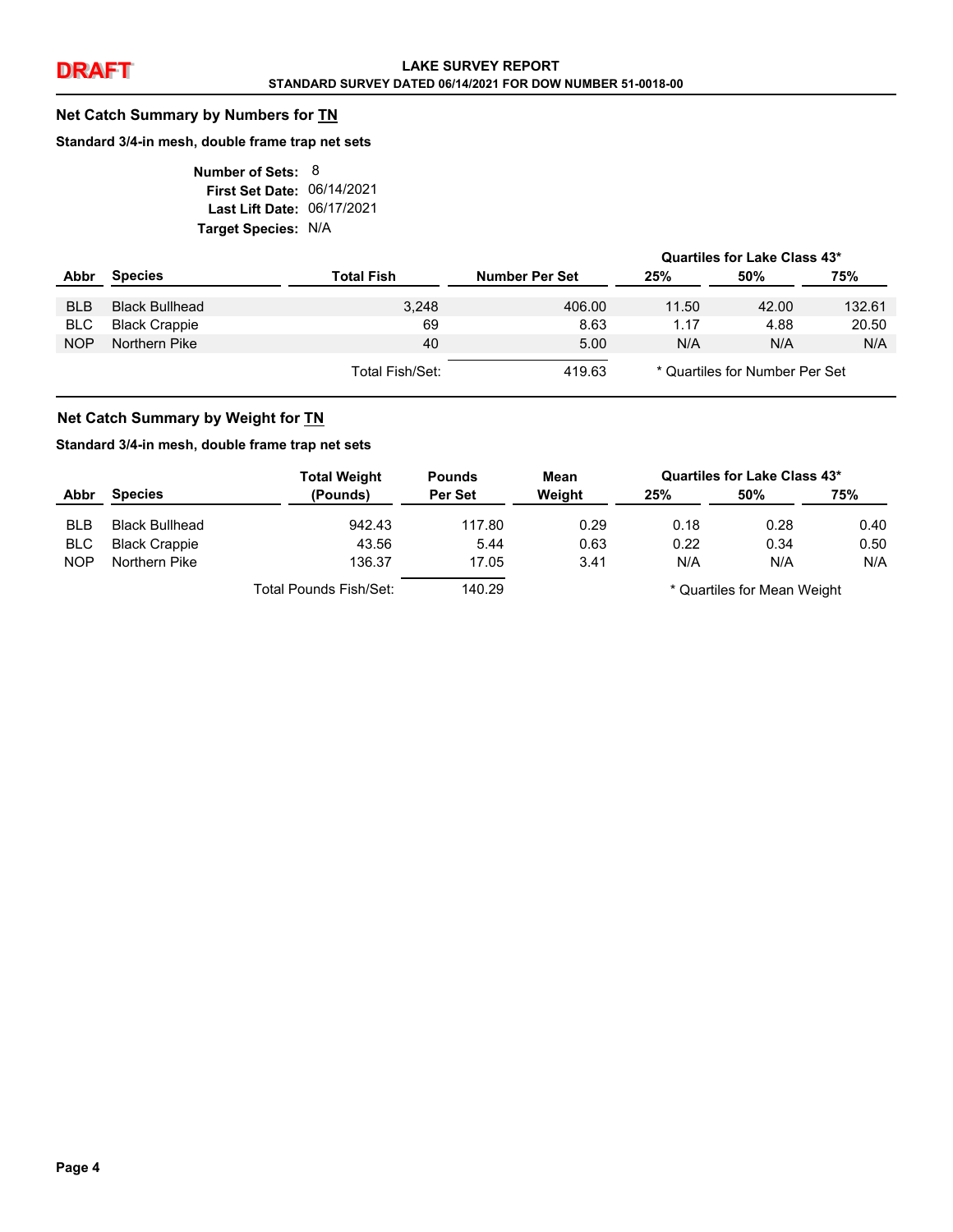DRAFT

**LAKE SURVEY REPORT**
**STANDARD SURVEY DATED 06/14/2021 FOR DOW NUMBER 51-0018-00**

## Net Catch Summary by Numbers for TN

**Standard 3/4-in mesh, double frame trap net sets**

**Number of Sets:** 8
**First Set Date:** 06/14/2021
**Last Lift Date:** 06/17/2021
**Target Species:** N/A

| Abbr | Species | Total Fish | Number Per Set | Quartiles for Lake Class 43* 25% | 50% | 75% |
|---|---|---|---|---|---|---|
| BLB | Black Bullhead | 3,248 | 406.00 | 11.50 | 42.00 | 132.61 |
| BLC | Black Crappie | 69 | 8.63 | 1.17 | 4.88 | 20.50 |
| NOP | Northern Pike | 40 | 5.00 | N/A | N/A | N/A |
| | | Total Fish/Set: | 419.63 | | | |

\* Quartiles for Number Per Set

## Net Catch Summary by Weight for TN

**Standard 3/4-in mesh, double frame trap net sets**

| Abbr | Species | Total Weight (Pounds) | Pounds Per Set | Mean Weight | Quartiles for Lake Class 43* 25% | 50% | 75% |
|---|---|---|---|---|---|---|---|
| BLB | Black Bullhead | 942.43 | 117.80 | 0.29 | 0.18 | 0.28 | 0.40 |
| BLC | Black Crappie | 43.56 | 5.44 | 0.63 | 0.22 | 0.34 | 0.50 |
| NOP | Northern Pike | 136.37 | 17.05 | 3.41 | N/A | N/A | N/A |
| | | Total Pounds Fish/Set: | 140.29 | | | | |

\* Quartiles for Mean Weight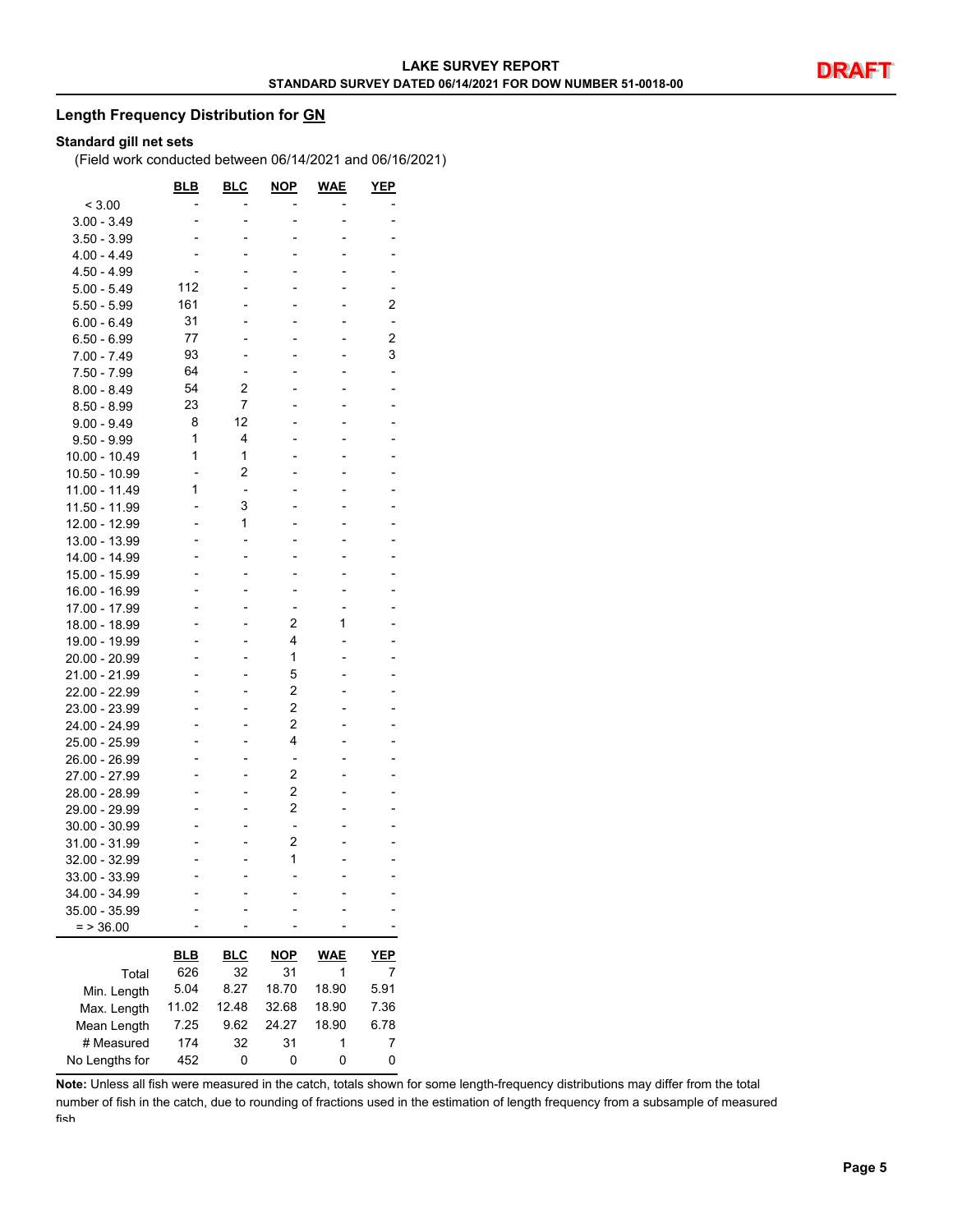## Length Frequency Distribution for GN

**Standard gill net sets**

(Field work conducted between 06/14/2021 and 06/16/2021)

| | BLB | BLC | NOP | WAE | YEP |
|---|---|---|---|---|---|
| < 3.00 | - | - | - | - | - |
| 3.00 - 3.49 | - | - | - | - | - |
| 3.50 - 3.99 | - | - | - | - | - |
| 4.00 - 4.49 | - | - | - | - | - |
| 4.50 - 4.99 | - | - | - | - | - |
| 5.00 - 5.49 | 112 | - | - | - | - |
| 5.50 - 5.99 | 161 | - | - | - | 2 |
| 6.00 - 6.49 | 31 | - | - | - | - |
| 6.50 - 6.99 | 77 | - | - | - | 2 |
| 7.00 - 7.49 | 93 | - | - | - | 3 |
| 7.50 - 7.99 | 64 | - | - | - | - |
| 8.00 - 8.49 | 54 | 2 | - | - | - |
| 8.50 - 8.99 | 23 | 7 | - | - | - |
| 9.00 - 9.49 | 8 | 12 | - | - | - |
| 9.50 - 9.99 | 1 | 4 | - | - | - |
| 10.00 - 10.49 | 1 | 1 | - | - | - |
| 10.50 - 10.99 | - | 2 | - | - | - |
| 11.00 - 11.49 | 1 | - | - | - | - |
| 11.50 - 11.99 | - | 3 | - | - | - |
| 12.00 - 12.99 | - | 1 | - | - | - |
| 13.00 - 13.99 | - | - | - | - | - |
| 14.00 - 14.99 | - | - | - | - | - |
| 15.00 - 15.99 | - | - | - | - | - |
| 16.00 - 16.99 | - | - | - | - | - |
| 17.00 - 17.99 | - | - | - | - | - |
| 18.00 - 18.99 | - | - | 2 | 1 | - |
| 19.00 - 19.99 | - | - | 4 | - | - |
| 20.00 - 20.99 | - | - | 1 | - | - |
| 21.00 - 21.99 | - | - | 5 | - | - |
| 22.00 - 22.99 | - | - | 2 | - | - |
| 23.00 - 23.99 | - | - | 2 | - | - |
| 24.00 - 24.99 | - | - | 2 | - | - |
| 25.00 - 25.99 | - | - | 4 | - | - |
| 26.00 - 26.99 | - | - | - | - | - |
| 27.00 - 27.99 | - | - | 2 | - | - |
| 28.00 - 28.99 | - | - | 2 | - | - |
| 29.00 - 29.99 | - | - | 2 | - | - |
| 30.00 - 30.99 | - | - | - | - | - |
| 31.00 - 31.99 | - | - | 2 | - | - |
| 32.00 - 32.99 | - | - | 1 | - | - |
| 33.00 - 33.99 | - | - | - | - | - |
| 34.00 - 34.99 | - | - | - | - | - |
| 35.00 - 35.99 | - | - | - | - | - |
| = > 36.00 | - | - | - | - | - |

| | BLB | BLC | NOP | WAE | YEP |
|---|---|---|---|---|---|
| Total | 626 | 32 | 31 | 1 | 7 |
| Min. Length | 5.04 | 8.27 | 18.70 | 18.90 | 5.91 |
| Max. Length | 11.02 | 12.48 | 32.68 | 18.90 | 7.36 |
| Mean Length | 7.25 | 9.62 | 24.27 | 18.90 | 6.78 |
| # Measured | 174 | 32 | 31 | 1 | 7 |
| No Lengths for | 452 | 0 | 0 | 0 | 0 |

**Note:** Unless all fish were measured in the catch, totals shown for some length-frequency distributions may differ from the total number of fish in the catch, due to rounding of fractions used in the estimation of length frequency from a subsample of measured fish.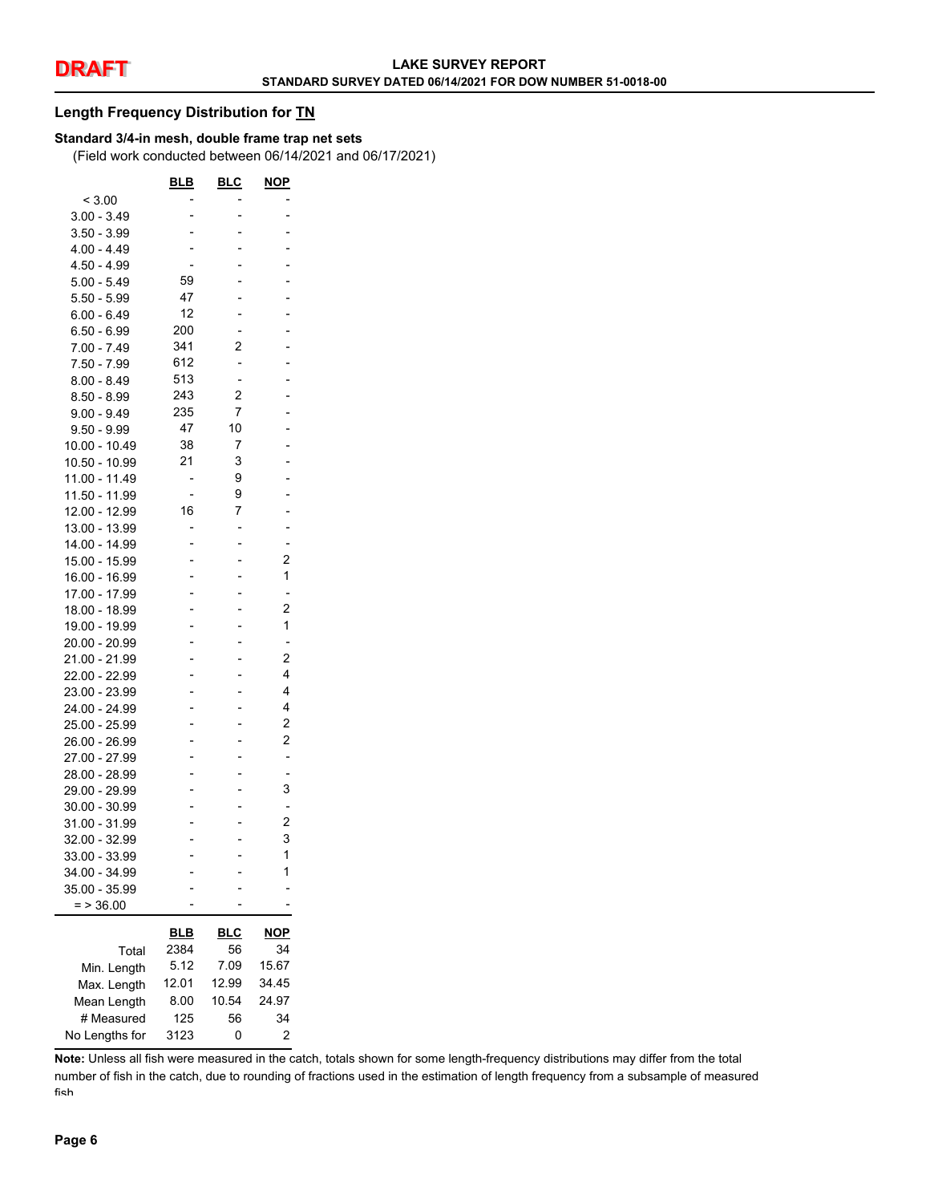## Length Frequency Distribution for TN

### Standard 3/4-in mesh, double frame trap net sets

(Field work conducted between 06/14/2021 and 06/17/2021)

| | BLB | BLC | NOP |
|---|---|---|---|
| < 3.00 | - | - | - |
| 3.00 - 3.49 | - | - | - |
| 3.50 - 3.99 | - | - | - |
| 4.00 - 4.49 | - | - | - |
| 4.50 - 4.99 | - | - | - |
| 5.00 - 5.49 | 59 | - | - |
| 5.50 - 5.99 | 47 | - | - |
| 6.00 - 6.49 | 12 | - | - |
| 6.50 - 6.99 | 200 | - | - |
| 7.00 - 7.49 | 341 | 2 | - |
| 7.50 - 7.99 | 612 | - | - |
| 8.00 - 8.49 | 513 | - | - |
| 8.50 - 8.99 | 243 | 2 | - |
| 9.00 - 9.49 | 235 | 7 | - |
| 9.50 - 9.99 | 47 | 10 | - |
| 10.00 - 10.49 | 38 | 7 | - |
| 10.50 - 10.99 | 21 | 3 | - |
| 11.00 - 11.49 | - | 9 | - |
| 11.50 - 11.99 | - | 9 | - |
| 12.00 - 12.99 | 16 | 7 | - |
| 13.00 - 13.99 | - | - | - |
| 14.00 - 14.99 | - | - | - |
| 15.00 - 15.99 | - | - | 2 |
| 16.00 - 16.99 | - | - | 1 |
| 17.00 - 17.99 | - | - | - |
| 18.00 - 18.99 | - | - | 2 |
| 19.00 - 19.99 | - | - | 1 |
| 20.00 - 20.99 | - | - | - |
| 21.00 - 21.99 | - | - | 2 |
| 22.00 - 22.99 | - | - | 4 |
| 23.00 - 23.99 | - | - | 4 |
| 24.00 - 24.99 | - | - | 4 |
| 25.00 - 25.99 | - | - | 2 |
| 26.00 - 26.99 | - | - | 2 |
| 27.00 - 27.99 | - | - | - |
| 28.00 - 28.99 | - | - | - |
| 29.00 - 29.99 | - | - | 3 |
| 30.00 - 30.99 | - | - | - |
| 31.00 - 31.99 | - | - | 2 |
| 32.00 - 32.99 | - | - | 3 |
| 33.00 - 33.99 | - | - | 1 |
| 34.00 - 34.99 | - | - | 1 |
| 35.00 - 35.99 | - | - | - |
| = > 36.00 | - | - | - |

| | BLB | BLC | NOP |
|---|---|---|---|
| Total | 2384 | 56 | 34 |
| Min. Length | 5.12 | 7.09 | 15.67 |
| Max. Length | 12.01 | 12.99 | 34.45 |
| Mean Length | 8.00 | 10.54 | 24.97 |
| # Measured | 125 | 56 | 34 |
| No Lengths for | 3123 | 0 | 2 |

**Note:** Unless all fish were measured in the catch, totals shown for some length-frequency distributions may differ from the total number of fish in the catch, due to rounding of fractions used in the estimation of length frequency from a subsample of measured fish.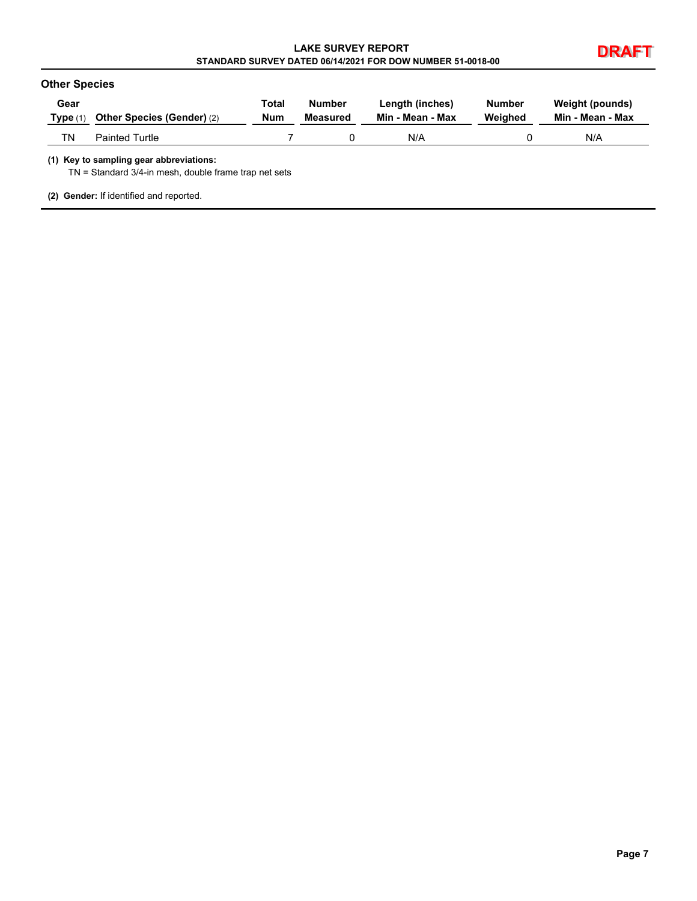## Other Species

| Gear Type (1) | Other Species (Gender) (2) | Total Num | Number Measured | Length (inches) Min - Mean - Max | Number Weighed | Weight (pounds) Min - Mean - Max |
|---|---|---|---|---|---|---|
| TN | Painted Turtle | 7 | 0 | N/A | 0 | N/A |

**(1) Key to sampling gear abbreviations:**
TN = Standard 3/4-in mesh, double frame trap net sets

**(2) Gender:** If identified and reported.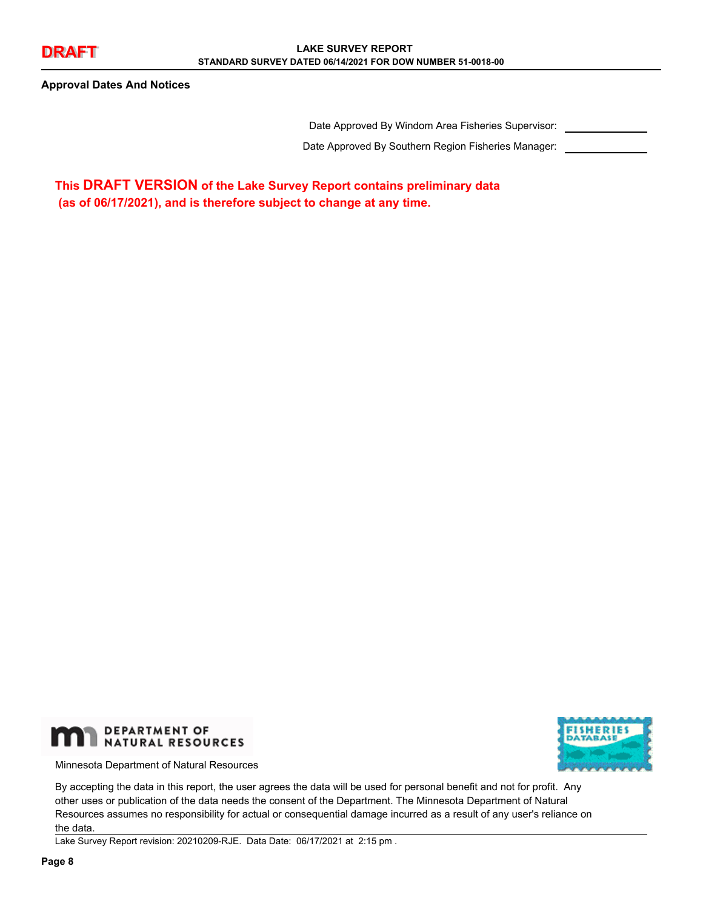## Approval Dates And Notices

Date Approved By Windom Area Fisheries Supervisor: ____________

Date Approved By Southern Region Fisheries Manager: ____________

**This DRAFT VERSION of the Lake Survey Report contains preliminary data (as of 06/17/2021), and is therefore subject to change at any time.**

Minnesota Department of Natural Resources

By accepting the data in this report, the user agrees the data will be used for personal benefit and not for profit. Any other uses or publication of the data needs the consent of the Department. The Minnesota Department of Natural Resources assumes no responsibility for actual or consequential damage incurred as a result of any user's reliance on the data.

Lake Survey Report revision: 20210209-RJE. Data Date: 06/17/2021 at 2:15 pm .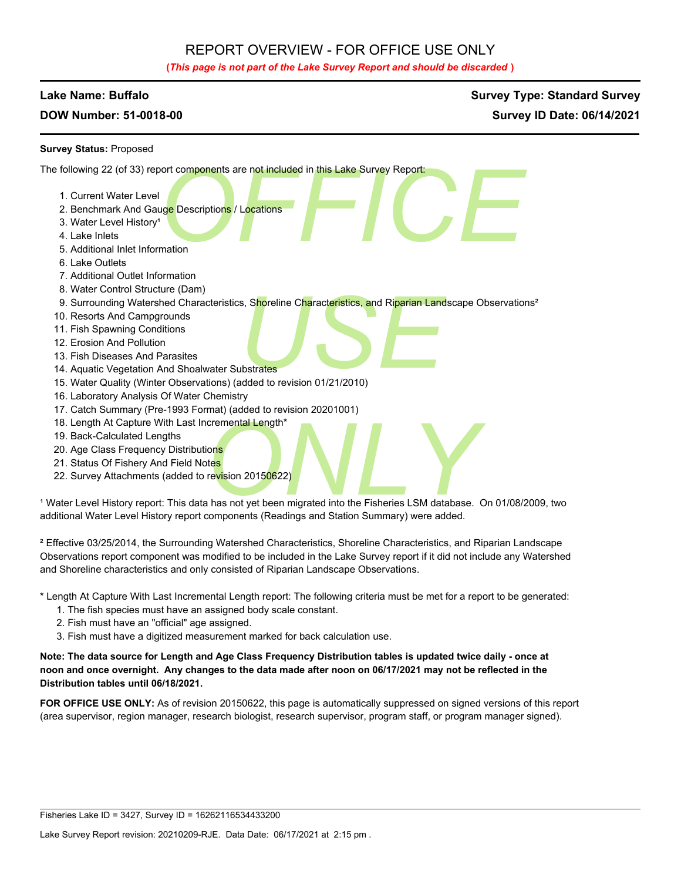# REPORT OVERVIEW - FOR OFFICE USE ONLY

***(This page is not part of the Lake Survey Report and should be discarded )***

**Lake Name: Buffalo** **Survey Type: Standard Survey**

**DOW Number: 51-0018-00** **Survey ID Date: 06/14/2021**

**Survey Status:** Proposed

The following 22 (of 33) report components are not included in this Lake Survey Report:

1. Current Water Level
2. Benchmark And Gauge Descriptions / Locations
3. Water Level History[1]
4. Lake Inlets
5. Additional Inlet Information
6. Lake Outlets
7. Additional Outlet Information
8. Water Control Structure (Dam)
9. Surrounding Watershed Characteristics, Shoreline Characteristics, and Riparian Landscape Observations[2]
10. Resorts And Campgrounds
11. Fish Spawning Conditions
12. Erosion And Pollution
13. Fish Diseases And Parasites
14. Aquatic Vegetation And Shoalwater Substrates
15. Water Quality (Winter Observations) (added to revision 01/21/2010)
16. Laboratory Analysis Of Water Chemistry
17. Catch Summary (Pre-1993 Format) (added to revision 20201001)
18. Length At Capture With Last Incremental Length*
19. Back-Calculated Lengths
20. Age Class Frequency Distributions
21. Status Of Fishery And Field Notes
22. Survey Attachments (added to revision 20150622)

[1] Water Level History report: This data has not yet been migrated into the Fisheries LSM database. On 01/08/2009, two additional Water Level History report components (Readings and Station Summary) were added.

[2] Effective 03/25/2014, the Surrounding Watershed Characteristics, Shoreline Characteristics, and Riparian Landscape Observations report component was modified to be included in the Lake Survey report if it did not include any Watershed and Shoreline characteristics and only consisted of Riparian Landscape Observations.

* Length At Capture With Last Incremental Length report: The following criteria must be met for a report to be generated:
   1. The fish species must have an assigned body scale constant.
   2. Fish must have an "official" age assigned.
   3. Fish must have a digitized measurement marked for back calculation use.

**Note: The data source for Length and Age Class Frequency Distribution tables is updated twice daily - once at noon and once overnight. Any changes to the data made after noon on 06/17/2021 may not be reflected in the Distribution tables until 06/18/2021.**

**FOR OFFICE USE ONLY:** As of revision 20150622, this page is automatically suppressed on signed versions of this report (area supervisor, region manager, research biologist, research supervisor, program staff, or program manager signed).

Fisheries Lake ID = 3427, Survey ID = 16262116534433200

Lake Survey Report revision: 20210209-RJE. Data Date: 06/17/2021 at 2:15 pm .